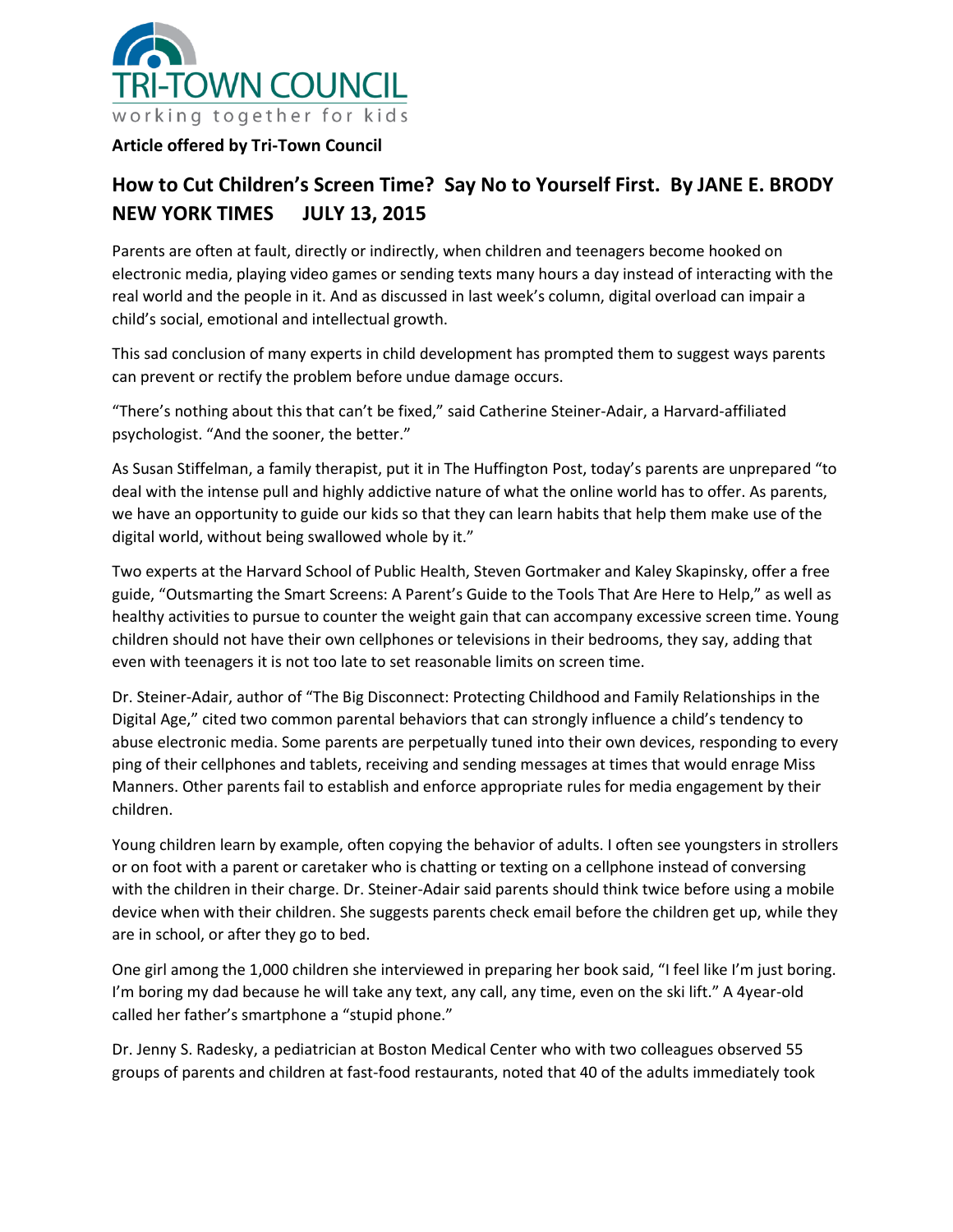TRI-TOWN COUNCIL

working together for kids

**Article offered by Tri-Town Council**

## How to Cut Children's Screen Time? Say No to Yourself First. By JANE E. BRODY NEW YORK TIMES JULY 13, 2015

Parents are often at fault, directly or indirectly, when children and teenagers become hooked on electronic media, playing video games or sending texts many hours a day instead of interacting with the real world and the people in it. And as discussed in last week's column, digital overload can impair a child's social, emotional and intellectual growth.

This sad conclusion of many experts in child development has prompted them to suggest ways parents can prevent or rectify the problem before undue damage occurs.

"There's nothing about this that can't be fixed," said Catherine Steiner-Adair, a Harvard-affiliated psychologist. "And the sooner, the better."

As Susan Stiffelman, a family therapist, put it in The Huffington Post, today's parents are unprepared "to deal with the intense pull and highly addictive nature of what the online world has to offer. As parents, we have an opportunity to guide our kids so that they can learn habits that help them make use of the digital world, without being swallowed whole by it."

Two experts at the Harvard School of Public Health, Steven Gortmaker and Kaley Skapinsky, offer a free guide, "Outsmarting the Smart Screens: A Parent's Guide to the Tools That Are Here to Help," as well as healthy activities to pursue to counter the weight gain that can accompany excessive screen time. Young children should not have their own cellphones or televisions in their bedrooms, they say, adding that even with teenagers it is not too late to set reasonable limits on screen time.

Dr. Steiner-Adair, author of "The Big Disconnect: Protecting Childhood and Family Relationships in the Digital Age," cited two common parental behaviors that can strongly influence a child's tendency to abuse electronic media. Some parents are perpetually tuned into their own devices, responding to every ping of their cellphones and tablets, receiving and sending messages at times that would enrage Miss Manners. Other parents fail to establish and enforce appropriate rules for media engagement by their children.

Young children learn by example, often copying the behavior of adults. I often see youngsters in strollers or on foot with a parent or caretaker who is chatting or texting on a cellphone instead of conversing with the children in their charge. Dr. Steiner-Adair said parents should think twice before using a mobile device when with their children. She suggests parents check email before the children get up, while they are in school, or after they go to bed.

One girl among the 1,000 children she interviewed in preparing her book said, "I feel like I'm just boring. I'm boring my dad because he will take any text, any call, any time, even on the ski lift." A 4year-old called her father's smartphone a "stupid phone."

Dr. Jenny S. Radesky, a pediatrician at Boston Medical Center who with two colleagues observed 55 groups of parents and children at fast-food restaurants, noted that 40 of the adults immediately took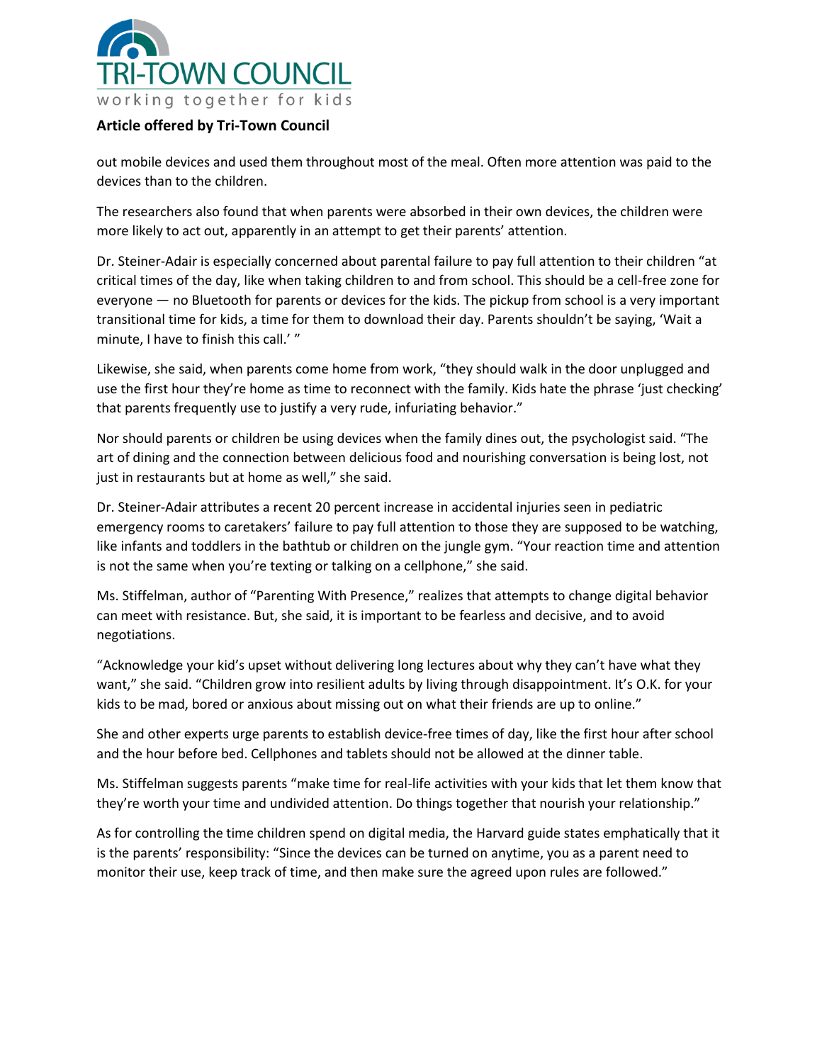**Article offered by Tri-Town Council**

out mobile devices and used them throughout most of the meal. Often more attention was paid to the devices than to the children.

The researchers also found that when parents were absorbed in their own devices, the children were more likely to act out, apparently in an attempt to get their parents' attention.

Dr. Steiner-Adair is especially concerned about parental failure to pay full attention to their children "at critical times of the day, like when taking children to and from school. This should be a cell-free zone for everyone — no Bluetooth for parents or devices for the kids. The pickup from school is a very important transitional time for kids, a time for them to download their day. Parents shouldn't be saying, 'Wait a minute, I have to finish this call.' "

Likewise, she said, when parents come home from work, "they should walk in the door unplugged and use the first hour they're home as time to reconnect with the family. Kids hate the phrase 'just checking' that parents frequently use to justify a very rude, infuriating behavior."

Nor should parents or children be using devices when the family dines out, the psychologist said. "The art of dining and the connection between delicious food and nourishing conversation is being lost, not just in restaurants but at home as well," she said.

Dr. Steiner-Adair attributes a recent 20 percent increase in accidental injuries seen in pediatric emergency rooms to caretakers' failure to pay full attention to those they are supposed to be watching, like infants and toddlers in the bathtub or children on the jungle gym. "Your reaction time and attention is not the same when you're texting or talking on a cellphone," she said.

Ms. Stiffelman, author of "Parenting With Presence," realizes that attempts to change digital behavior can meet with resistance. But, she said, it is important to be fearless and decisive, and to avoid negotiations.

"Acknowledge your kid's upset without delivering long lectures about why they can't have what they want," she said. "Children grow into resilient adults by living through disappointment. It's O.K. for your kids to be mad, bored or anxious about missing out on what their friends are up to online."

She and other experts urge parents to establish device-free times of day, like the first hour after school and the hour before bed. Cellphones and tablets should not be allowed at the dinner table.

Ms. Stiffelman suggests parents "make time for real-life activities with your kids that let them know that they're worth your time and undivided attention. Do things together that nourish your relationship."

As for controlling the time children spend on digital media, the Harvard guide states emphatically that it is the parents' responsibility: "Since the devices can be turned on anytime, you as a parent need to monitor their use, keep track of time, and then make sure the agreed upon rules are followed."